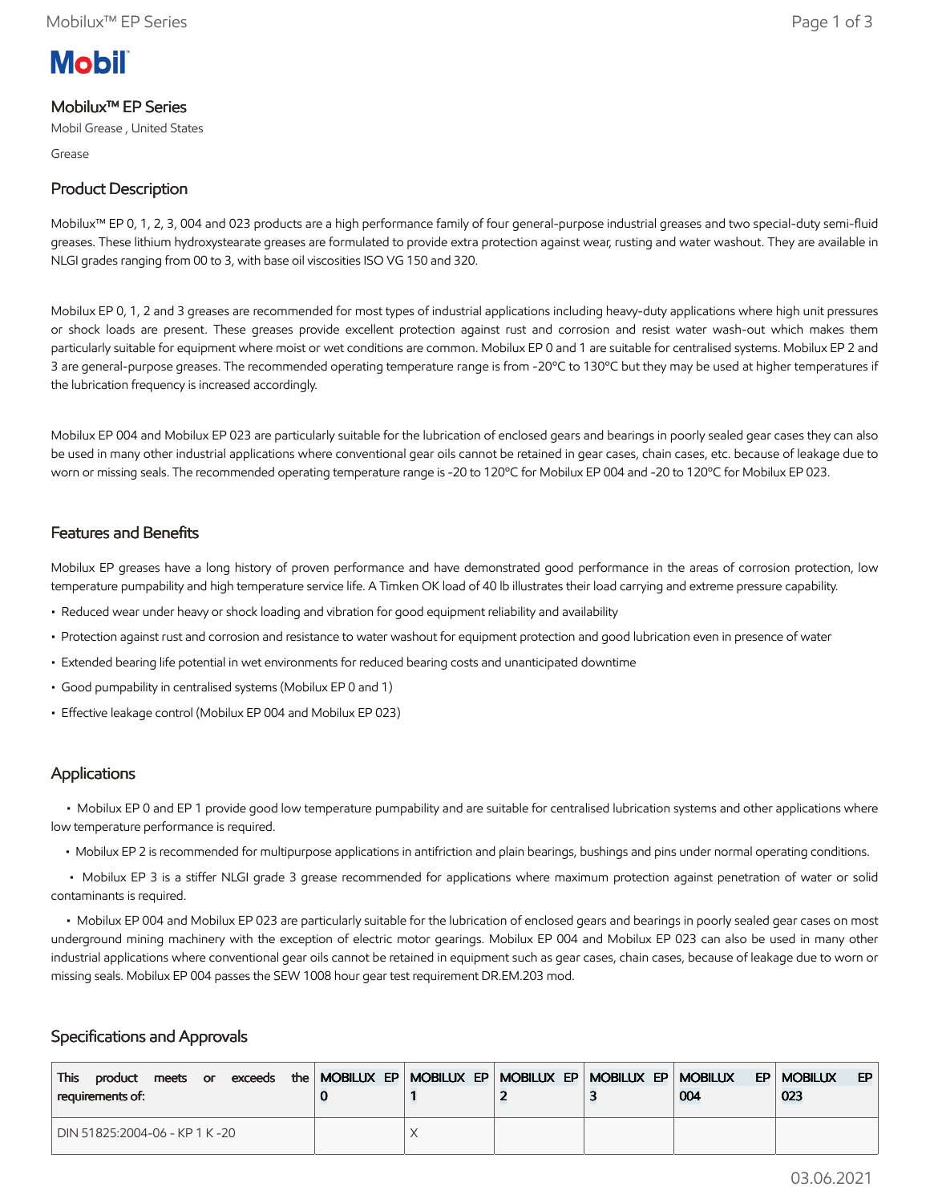# Mobilux™ EP Series

Mobil Grease , United States

Grease

## Product Description

Mobilux™ EP 0, 1, 2, 3, 004 and 023 products are a high performance family of four general-purpose industrial greases and two special-duty semi-fluid greases. These lithium hydroxystearate greases are formulated to provide extra protection against wear, rusting and water washout. They are available in NLGI grades ranging from 00 to 3, with base oil viscosities ISO VG 150 and 320.

Mobilux EP 0, 1, 2 and 3 greases are recommended for most types of industrial applications including heavy-duty applications where high unit pressures or shock loads are present. These greases provide excellent protection against rust and corrosion and resist water wash-out which makes them particularly suitable for equipment where moist or wet conditions are common. Mobilux EP 0 and 1 are suitable for centralised systems. Mobilux EP 2 and 3 are general-purpose greases. The recommended operating temperature range is from -20ºC to 130ºC but they may be used at higher temperatures if the lubrication frequency is increased accordingly.

Mobilux EP 004 and Mobilux EP 023 are particularly suitable for the lubrication of enclosed gears and bearings in poorly sealed gear cases they can also be used in many other industrial applications where conventional gear oils cannot be retained in gear cases, chain cases, etc. because of leakage due to worn or missing seals. The recommended operating temperature range is -20 to 120ºC for Mobilux EP 004 and -20 to 120ºC for Mobilux EP 023.

## Features and Benefits

Mobilux EP greases have a long history of proven performance and have demonstrated good performance in the areas of corrosion protection, low temperature pumpability and high temperature service life. A Timken OK load of 40 lb illustrates their load carrying and extreme pressure capability.

- Reduced wear under heavy or shock loading and vibration for good equipment reliability and availability
- Protection against rust and corrosion and resistance to water washout for equipment protection and good lubrication even in presence of water
- Extended bearing life potential in wet environments for reduced bearing costs and unanticipated downtime
- Good pumpability in centralised systems (Mobilux EP 0 and 1)
- Effective leakage control (Mobilux EP 004 and Mobilux EP 023)

## Applications

- Mobilux EP 0 and EP 1 provide good low temperature pumpability and are suitable for centralised lubrication systems and other applications where low temperature performance is required.
- Mobilux EP 2 is recommended for multipurpose applications in antifriction and plain bearings, bushings and pins under normal operating conditions.
- Mobilux EP 3 is a stiffer NLGI grade 3 grease recommended for applications where maximum protection against penetration of water or solid contaminants is required.
- Mobilux EP 004 and Mobilux EP 023 are particularly suitable for the lubrication of enclosed gears and bearings in poorly sealed gear cases on most underground mining machinery with the exception of electric motor gearings. Mobilux EP 004 and Mobilux EP 023 can also be used in many other industrial applications where conventional gear oils cannot be retained in equipment such as gear cases, chain cases, because of leakage due to worn or missing seals. Mobilux EP 004 passes the SEW 1008 hour gear test requirement DR.EM.203 mod.

## Specifications and Approvals

| This product meets or exceeds the requirements of: | **MOBILUX EP 0** | **MOBILUX EP 1** | **MOBILUX EP 2** | **MOBILUX EP 3** | **MOBILUX EP 004** | **MOBILUX EP 023** |
|---|---|---|---|---|---|---|
| DIN 51825:2004-06 - KP 1 K -20 | | X | | | | |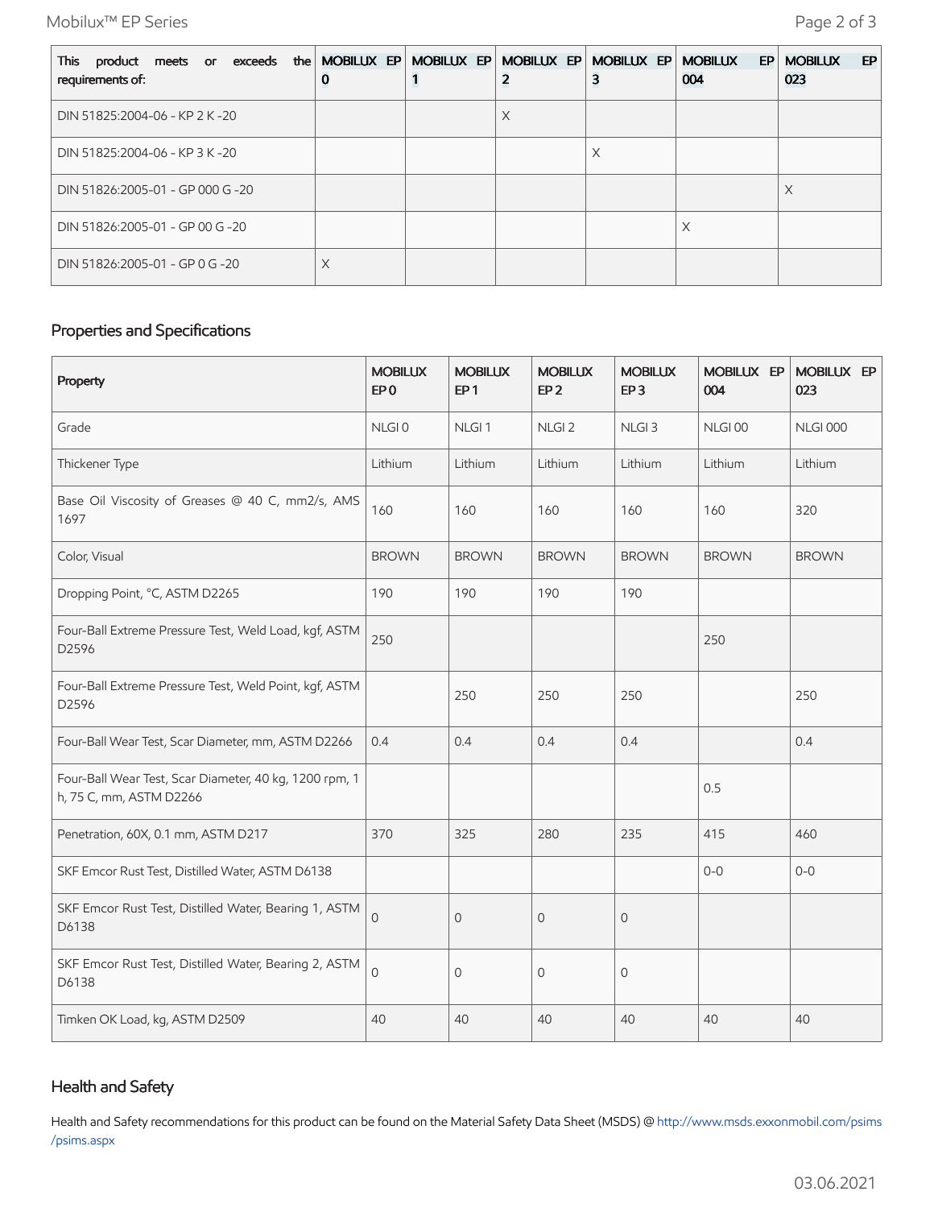| This product meets or exceeds the requirements of: | MOBILUX EP 0 | MOBILUX EP 1 | MOBILUX EP 2 | MOBILUX EP 3 | MOBILUX EP 004 | MOBILUX EP 023 |
|---|---|---|---|---|---|---|
| DIN 51825:2004-06 - KP 2 K -20 | | | X | | | |
| DIN 51825:2004-06 - KP 3 K -20 | | | | X | | |
| DIN 51826:2005-01 - GP 000 G -20 | | | | | | X |
| DIN 51826:2005-01 - GP 00 G -20 | | | | | X | |
| DIN 51826:2005-01 - GP 0 G -20 | X | | | | | |

## Properties and Specifications

| Property | MOBILUX EP 0 | MOBILUX EP 1 | MOBILUX EP 2 | MOBILUX EP 3 | MOBILUX EP 004 | MOBILUX EP 023 |
|---|---|---|---|---|---|---|
| Grade | NLGI 0 | NLGI 1 | NLGI 2 | NLGI 3 | NLGI 00 | NLGI 000 |
| Thickener Type | Lithium | Lithium | Lithium | Lithium | Lithium | Lithium |
| Base Oil Viscosity of Greases @ 40 C, mm2/s, AMS 1697 | 160 | 160 | 160 | 160 | 160 | 320 |
| Color, Visual | BROWN | BROWN | BROWN | BROWN | BROWN | BROWN |
| Dropping Point, °C, ASTM D2265 | 190 | 190 | 190 | 190 | | |
| Four-Ball Extreme Pressure Test, Weld Load, kgf, ASTM D2596 | 250 | | | | 250 | |
| Four-Ball Extreme Pressure Test, Weld Point, kgf, ASTM D2596 | | 250 | 250 | 250 | | 250 |
| Four-Ball Wear Test, Scar Diameter, mm, ASTM D2266 | 0.4 | 0.4 | 0.4 | 0.4 | | 0.4 |
| Four-Ball Wear Test, Scar Diameter, 40 kg, 1200 rpm, 1 h, 75 C, mm, ASTM D2266 | | | | | 0.5 | |
| Penetration, 60X, 0.1 mm, ASTM D217 | 370 | 325 | 280 | 235 | 415 | 460 |
| SKF Emcor Rust Test, Distilled Water, ASTM D6138 | | | | | 0-0 | 0-0 |
| SKF Emcor Rust Test, Distilled Water, Bearing 1, ASTM D6138 | 0 | 0 | 0 | 0 | | |
| SKF Emcor Rust Test, Distilled Water, Bearing 2, ASTM D6138 | 0 | 0 | 0 | 0 | | |
| Timken OK Load, kg, ASTM D2509 | 40 | 40 | 40 | 40 | 40 | 40 |

## Health and Safety

Health and Safety recommendations for this product can be found on the Material Safety Data Sheet (MSDS) @ http://www.msds.exxonmobil.com/psims/psims.aspx

03.06.2021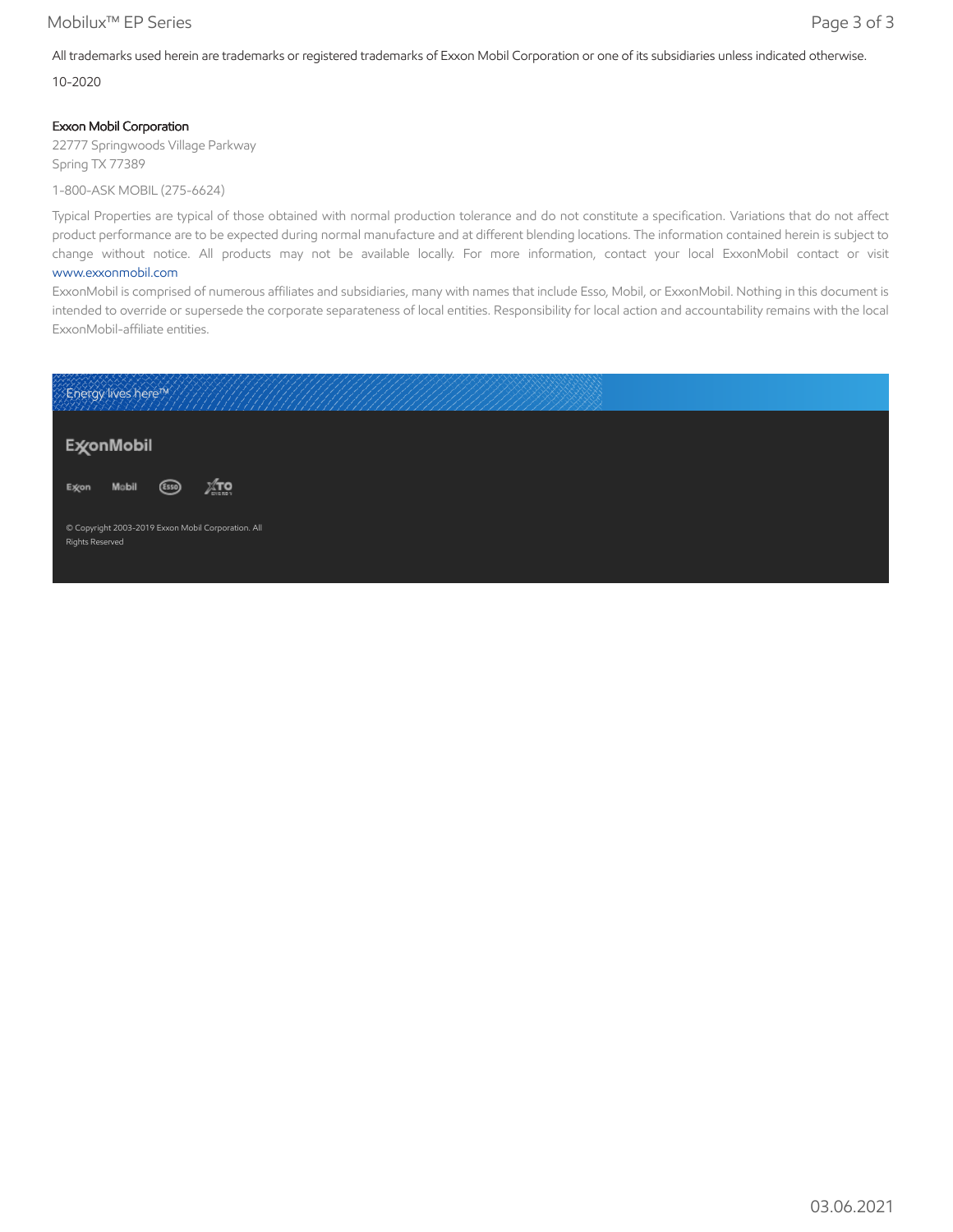All trademarks used herein are trademarks or registered trademarks of Exxon Mobil Corporation or one of its subsidiaries unless indicated otherwise.

10-2020

**Exxon Mobil Corporation**

22777 Springwoods Village Parkway
Spring TX 77389

1-800-ASK MOBIL (275-6624)

Typical Properties are typical of those obtained with normal production tolerance and do not constitute a specification. Variations that do not affect product performance are to be expected during normal manufacture and at different blending locations. The information contained herein is subject to change without notice. All products may not be available locally. For more information, contact your local ExxonMobil contact or visit www.exxonmobil.com

ExxonMobil is comprised of numerous affiliates and subsidiaries, many with names that include Esso, Mobil, or ExxonMobil. Nothing in this document is intended to override or supersede the corporate separateness of local entities. Responsibility for local action and accountability remains with the local ExxonMobil-affiliate entities.

Energy lives here™

ExxonMobil

Exxon Mobil Esso XTO

© Copyright 2003-2019 Exxon Mobil Corporation. All Rights Reserved

03.06.2021